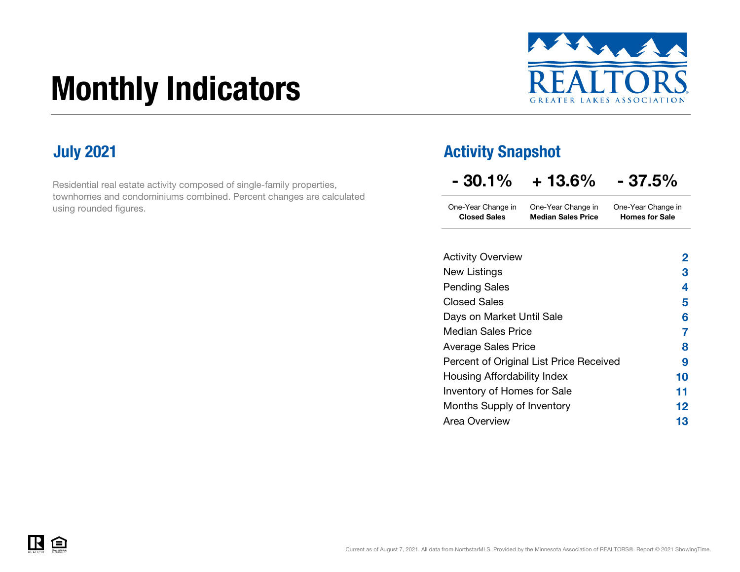# Monthly Indicators

REALTORS GREATER LAKES ASSOCIATION

## July 2021

Residential real estate activity composed of single-family properties, townhomes and condominiums combined. Percent changes are calculated using rounded figures.

## Activity Snapshot

| - 30.1% | + 13.6% | - 37.5% |
|---|---|---|
| One-Year Change in **Closed Sales** | One-Year Change in **Median Sales Price** | One-Year Change in **Homes for Sale** |

| | |
|---|---|
| Activity Overview | **2** |
| New Listings | **3** |
| Pending Sales | **4** |
| Closed Sales | **5** |
| Days on Market Until Sale | **6** |
| Median Sales Price | **7** |
| Average Sales Price | **8** |
| Percent of Original List Price Received | **9** |
| Housing Affordability Index | **10** |
| Inventory of Homes for Sale | **11** |
| Months Supply of Inventory | **12** |
| Area Overview | **13** |

Current as of August 7, 2021. All data from NorthstarMLS. Provided by the Minnesota Association of REALTORS®. Report © 2021 ShowingTime.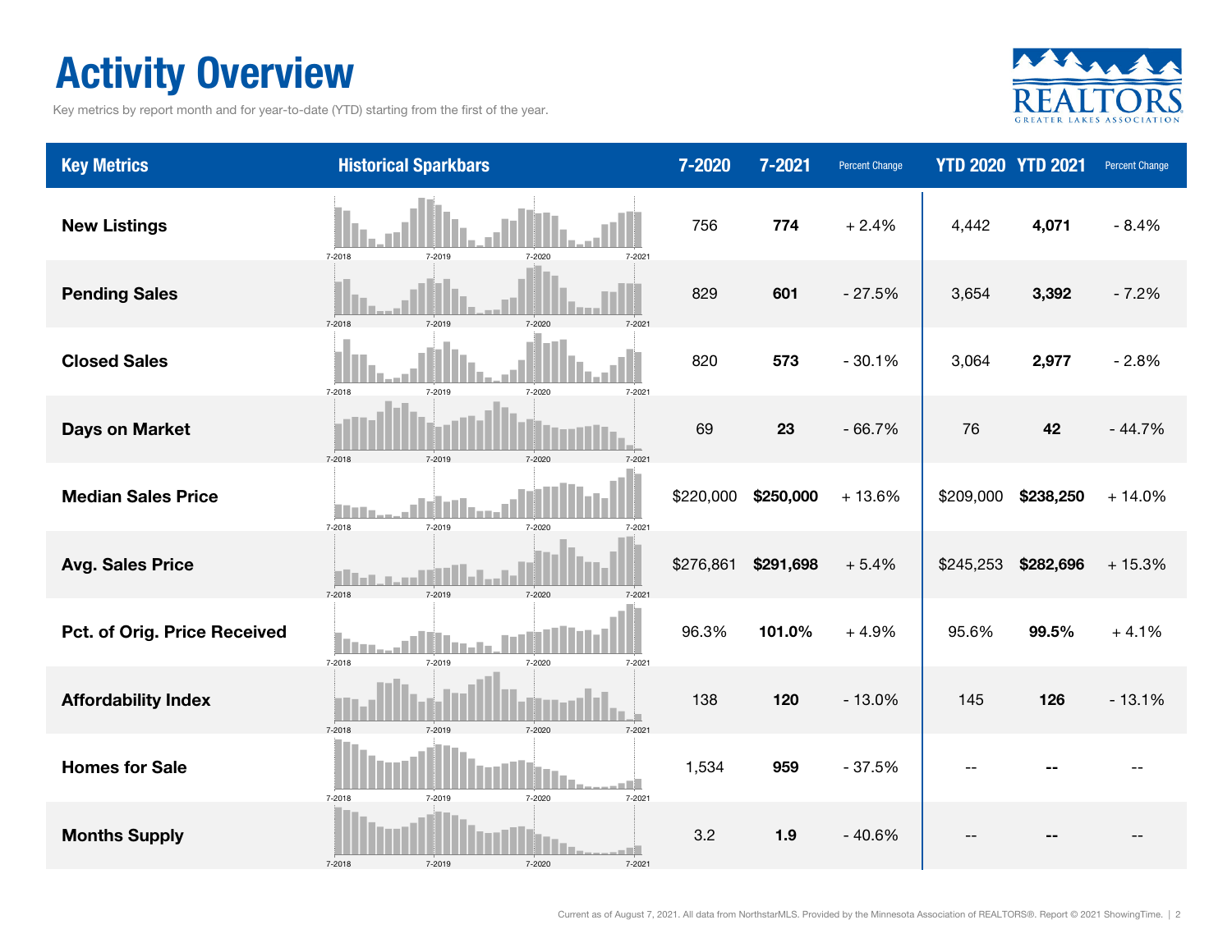# Activity Overview

Key metrics by report month and for year-to-date (YTD) starting from the first of the year.

| Key Metrics | Historical Sparkbars | 7-2020 | 7-2021 | Percent Change | YTD 2020 | YTD 2021 | Percent Change |
|---|---|---|---|---|---|---|---|
| New Listings | 7-2018 7-2019 7-2020 7-2021 | 756 | **774** | + 2.4% | 4,442 | **4,071** | - 8.4% |
| Pending Sales | 7-2018 7-2019 7-2020 7-2021 | 829 | **601** | - 27.5% | 3,654 | **3,392** | - 7.2% |
| Closed Sales | 7-2018 7-2019 7-2020 7-2021 | 820 | **573** | - 30.1% | 3,064 | **2,977** | - 2.8% |
| Days on Market | 7-2018 7-2019 7-2020 7-2021 | 69 | **23** | - 66.7% | 76 | **42** | - 44.7% |
| Median Sales Price | 7-2018 7-2019 7-2020 7-2021 | $220,000 | **$250,000** | + 13.6% | $209,000 | **$238,250** | + 14.0% |
| Avg. Sales Price | 7-2018 7-2019 7-2020 7-2021 | $276,861 | **$291,698** | + 5.4% | $245,253 | **$282,696** | + 15.3% |
| Pct. of Orig. Price Received | 7-2018 7-2019 7-2020 7-2021 | 96.3% | **101.0%** | + 4.9% | 95.6% | **99.5%** | + 4.1% |
| Affordability Index | 7-2018 7-2019 7-2020 7-2021 | 138 | **120** | - 13.0% | 145 | **126** | - 13.1% |
| Homes for Sale | 7-2018 7-2019 7-2020 7-2021 | 1,534 | **959** | - 37.5% | -- | **--** | -- |
| Months Supply | 7-2018 7-2019 7-2020 7-2021 | 3.2 | **1.9** | - 40.6% | -- | **--** | -- |

Current as of August 7, 2021. All data from NorthstarMLS. Provided by the Minnesota Association of REALTORS®. Report © 2021 ShowingTime.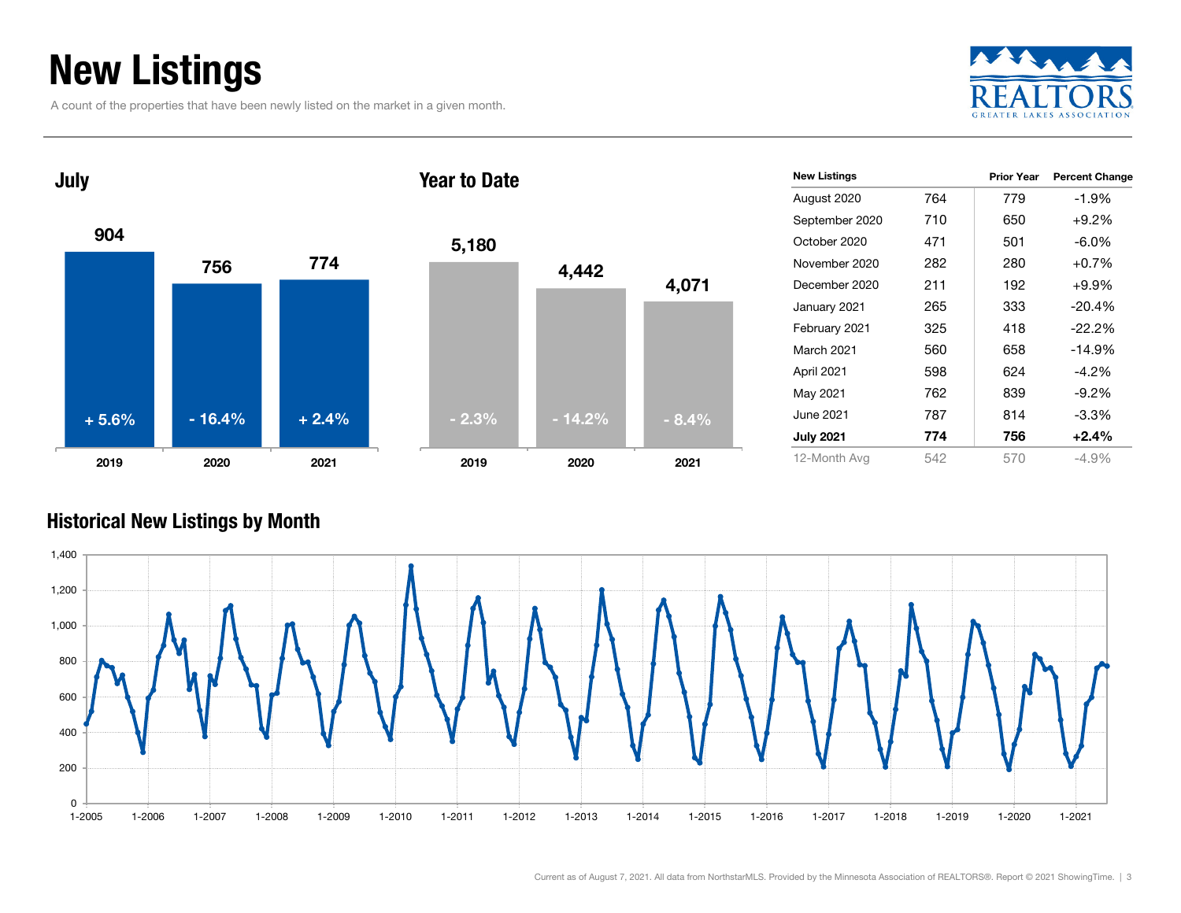# New Listings

A count of the properties that have been newly listed on the market in a given month.

REALTORS GREATER LAKES ASSOCIATION

## July

| Year | New Listings | Change |
|---|---|---|
| 2019 | 904 | + 5.6% |
| 2020 | 756 | - 16.4% |
| 2021 | 774 | + 2.4% |

## Year to Date

| Year | New Listings | Change |
|---|---|---|
| 2019 | 5,180 | - 2.3% |
| 2020 | 4,442 | - 14.2% |
| 2021 | 4,071 | - 8.4% |

| New Listings | | Prior Year | Percent Change |
|---|---|---|---|
| August 2020 | 764 | 779 | -1.9% |
| September 2020 | 710 | 650 | +9.2% |
| October 2020 | 471 | 501 | -6.0% |
| November 2020 | 282 | 280 | +0.7% |
| December 2020 | 211 | 192 | +9.9% |
| January 2021 | 265 | 333 | -20.4% |
| February 2021 | 325 | 418 | -22.2% |
| March 2021 | 560 | 658 | -14.9% |
| April 2021 | 598 | 624 | -4.2% |
| May 2021 | 762 | 839 | -9.2% |
| June 2021 | 787 | 814 | -3.3% |
| **July 2021** | **774** | **756** | **+2.4%** |
| 12-Month Avg | 542 | 570 | -4.9% |

## Historical New Listings by Month

Current as of August 7, 2021. All data from NorthstarMLS. Provided by the Minnesota Association of REALTORS®. Report © 2021 ShowingTime.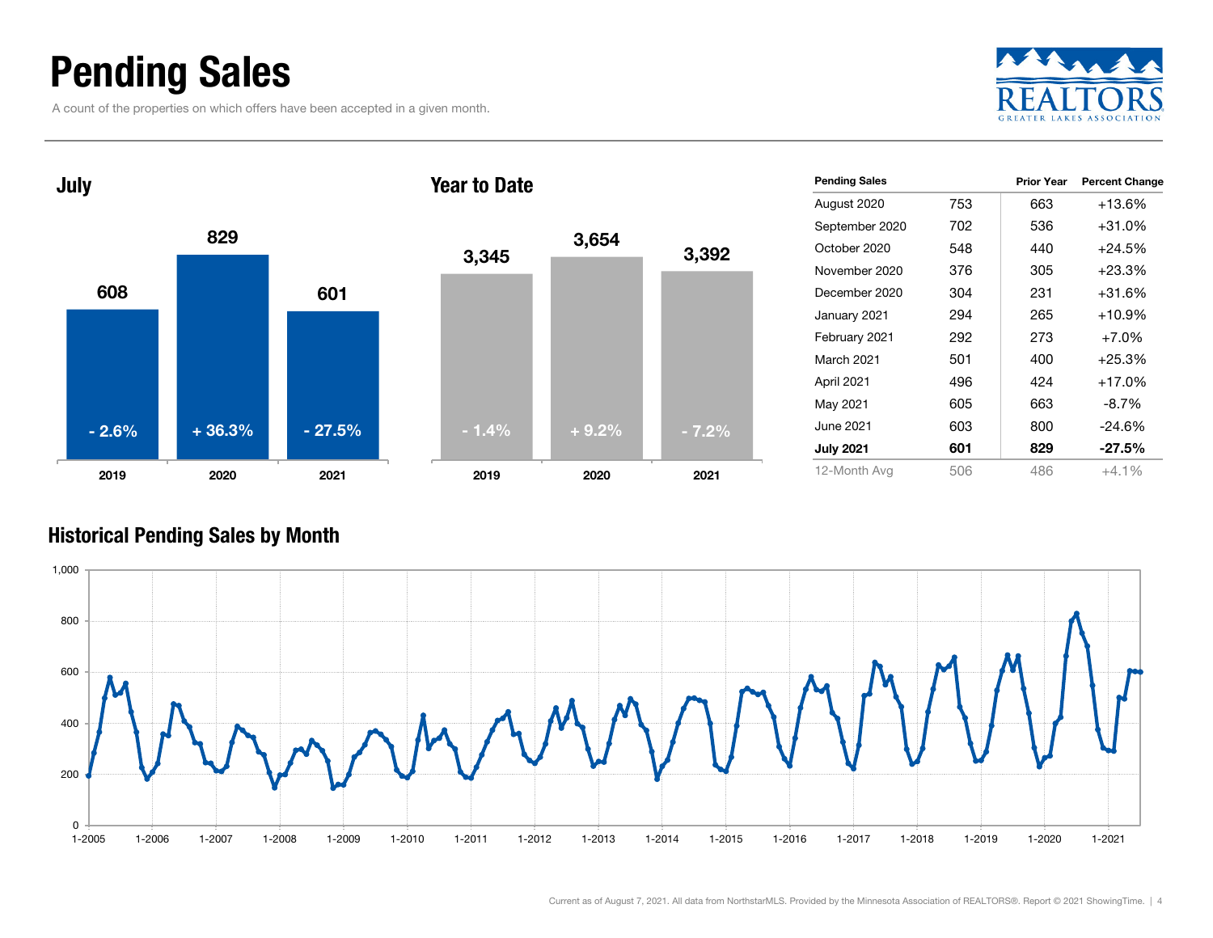# Pending Sales

A count of the properties on which offers have been accepted in a given month.

## July

| Year | Pending Sales | Change |
|---|---|---|
| 2019 | 608 | - 2.6% |
| 2020 | 829 | + 36.3% |
| 2021 | 601 | - 27.5% |

## Year to Date

| Year | Pending Sales | Change |
|---|---|---|
| 2019 | 3,345 | - 1.4% |
| 2020 | 3,654 | + 9.2% |
| 2021 | 3,392 | - 7.2% |

| Pending Sales | | Prior Year | Percent Change |
|---|---|---|---|
| August 2020 | 753 | 663 | +13.6% |
| September 2020 | 702 | 536 | +31.0% |
| October 2020 | 548 | 440 | +24.5% |
| November 2020 | 376 | 305 | +23.3% |
| December 2020 | 304 | 231 | +31.6% |
| January 2021 | 294 | 265 | +10.9% |
| February 2021 | 292 | 273 | +7.0% |
| March 2021 | 501 | 400 | +25.3% |
| April 2021 | 496 | 424 | +17.0% |
| May 2021 | 605 | 663 | -8.7% |
| June 2021 | 603 | 800 | -24.6% |
| **July 2021** | **601** | **829** | **-27.5%** |
| 12-Month Avg | 506 | 486 | +4.1% |

## Historical Pending Sales by Month

Current as of August 7, 2021. All data from NorthstarMLS. Provided by the Minnesota Association of REALTORS®. Report © 2021 ShowingTime.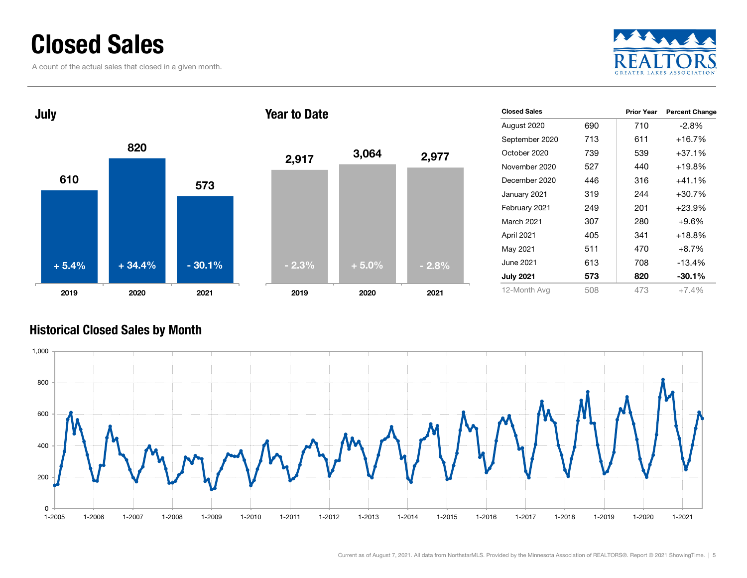# Closed Sales

A count of the actual sales that closed in a given month.

REALTORS
GREATER LAKES ASSOCIATION

## July

| | 2019 | 2020 | 2021 |
|---|---|---|---|
| Closed Sales | 610 | 820 | 573 |
| Change | + 5.4% | + 34.4% | - 30.1% |

## Year to Date

| | 2019 | 2020 | 2021 |
|---|---|---|---|
| Closed Sales | 2,917 | 3,064 | 2,977 |
| Change | - 2.3% | + 5.0% | - 2.8% |

| Closed Sales | | Prior Year | Percent Change |
|---|---|---|---|
| August 2020 | 690 | 710 | -2.8% |
| September 2020 | 713 | 611 | +16.7% |
| October 2020 | 739 | 539 | +37.1% |
| November 2020 | 527 | 440 | +19.8% |
| December 2020 | 446 | 316 | +41.1% |
| January 2021 | 319 | 244 | +30.7% |
| February 2021 | 249 | 201 | +23.9% |
| March 2021 | 307 | 280 | +9.6% |
| April 2021 | 405 | 341 | +18.8% |
| May 2021 | 511 | 470 | +8.7% |
| June 2021 | 613 | 708 | -13.4% |
| **July 2021** | **573** | **820** | **-30.1%** |
| 12-Month Avg | 508 | 473 | +7.4% |

## Historical Closed Sales by Month

Current as of August 7, 2021. All data from NorthstarMLS. Provided by the Minnesota Association of REALTORS®. Report © 2021 ShowingTime.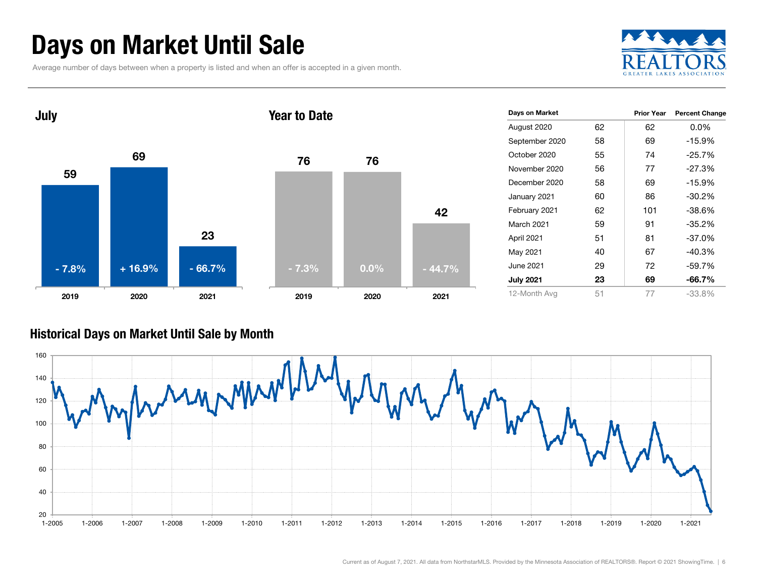# Days on Market Until Sale

Average number of days between when a property is listed and when an offer is accepted in a given month.

## July

| | 2019 | 2020 | 2021 |
|---|---|---|---|
| Days | 59 | 69 | 23 |
| Change | - 7.8% | + 16.9% | - 66.7% |

## Year to Date

| | 2019 | 2020 | 2021 |
|---|---|---|---|
| Days | 76 | 76 | 42 |
| Change | - 7.3% | 0.0% | - 44.7% |

| Days on Market | | Prior Year | Percent Change |
|---|---|---|---|
| August 2020 | 62 | 62 | 0.0% |
| September 2020 | 58 | 69 | -15.9% |
| October 2020 | 55 | 74 | -25.7% |
| November 2020 | 56 | 77 | -27.3% |
| December 2020 | 58 | 69 | -15.9% |
| January 2021 | 60 | 86 | -30.2% |
| February 2021 | 62 | 101 | -38.6% |
| March 2021 | 59 | 91 | -35.2% |
| April 2021 | 51 | 81 | -37.0% |
| May 2021 | 40 | 67 | -40.3% |
| June 2021 | 29 | 72 | -59.7% |
| **July 2021** | **23** | **69** | **-66.7%** |
| 12-Month Avg | 51 | 77 | -33.8% |

## Historical Days on Market Until Sale by Month

Current as of August 7, 2021. All data from NorthstarMLS. Provided by the Minnesota Association of REALTORS®. Report © 2021 ShowingTime.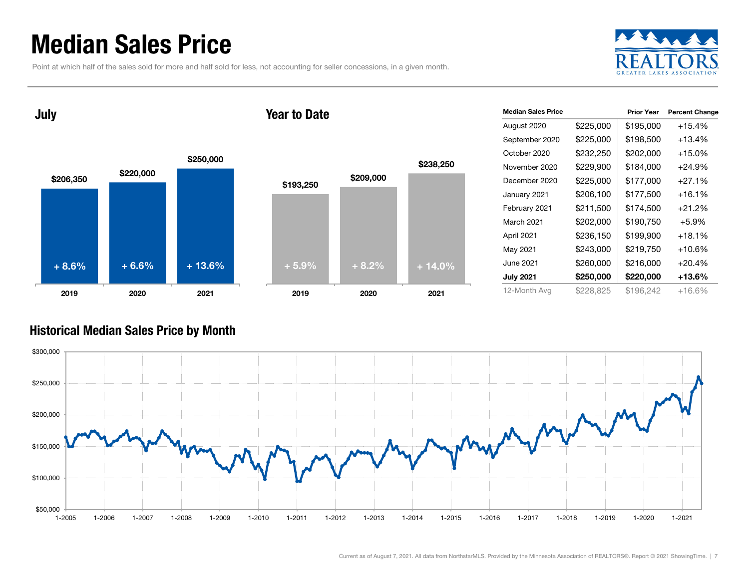# Median Sales Price

Point at which half of the sales sold for more and half sold for less, not accounting for seller concessions, in a given month.

## July

| Year | Median Sales Price | Change |
| --- | --- | --- |
| 2019 | $206,350 | + 8.6% |
| 2020 | $220,000 | + 6.6% |
| 2021 | $250,000 | + 13.6% |

## Year to Date

| Year | Median Sales Price | Change |
| --- | --- | --- |
| 2019 | $193,250 | + 5.9% |
| 2020 | $209,000 | + 8.2% |
| 2021 | $238,250 | + 14.0% |

| Median Sales Price | | Prior Year | Percent Change |
| --- | --- | --- | --- |
| August 2020 | $225,000 | $195,000 | +15.4% |
| September 2020 | $225,000 | $198,500 | +13.4% |
| October 2020 | $232,250 | $202,000 | +15.0% |
| November 2020 | $229,900 | $184,000 | +24.9% |
| December 2020 | $225,000 | $177,000 | +27.1% |
| January 2021 | $206,100 | $177,500 | +16.1% |
| February 2021 | $211,500 | $174,500 | +21.2% |
| March 2021 | $202,000 | $190,750 | +5.9% |
| April 2021 | $236,150 | $199,900 | +18.1% |
| May 2021 | $243,000 | $219,750 | +10.6% |
| June 2021 | $260,000 | $216,000 | +20.4% |
| **July 2021** | **$250,000** | **$220,000** | **+13.6%** |
| 12-Month Avg | $228,825 | $196,242 | +16.6% |

## Historical Median Sales Price by Month

Current as of August 7, 2021. All data from NorthstarMLS. Provided by the Minnesota Association of REALTORS®. Report © 2021 ShowingTime.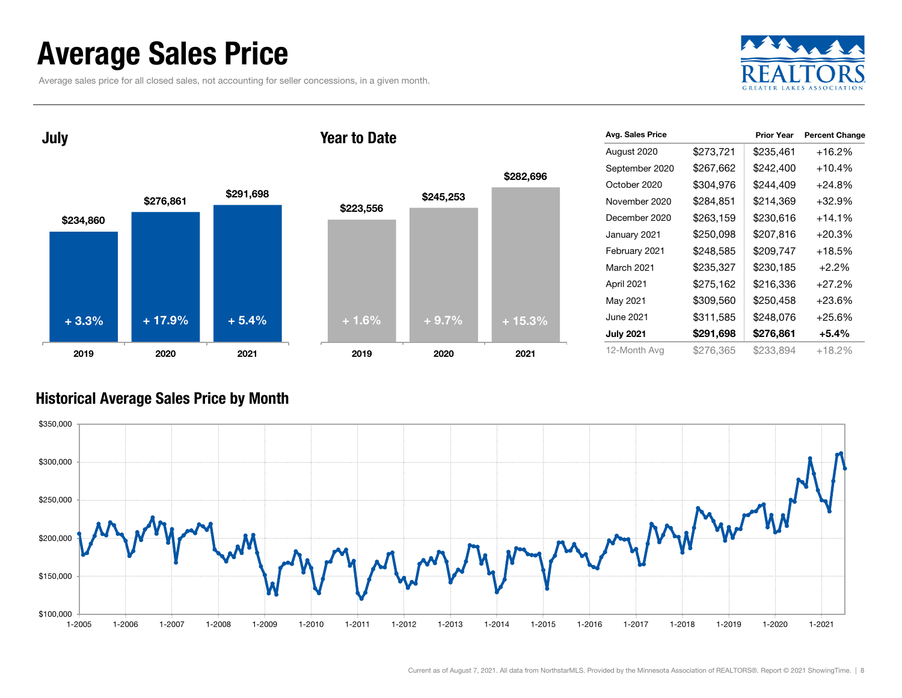# Average Sales Price

Average sales price for all closed sales, not accounting for seller concessions, in a given month.

### July

| Year | Average Sales Price | Change |
|---|---|---|
| 2019 | $234,860 | + 3.3% |
| 2020 | $276,861 | + 17.9% |
| 2021 | $291,698 | + 5.4% |

### Year to Date

| Year | Average Sales Price | Change |
|---|---|---|
| 2019 | $223,556 | + 1.6% |
| 2020 | $245,253 | + 9.7% |
| 2021 | $282,696 | + 15.3% |

| Avg. Sales Price | | Prior Year | Percent Change |
|---|---|---|---|
| August 2020 | $273,721 | $235,461 | +16.2% |
| September 2020 | $267,662 | $242,400 | +10.4% |
| October 2020 | $304,976 | $244,409 | +24.8% |
| November 2020 | $284,851 | $214,369 | +32.9% |
| December 2020 | $263,159 | $230,616 | +14.1% |
| January 2021 | $250,098 | $207,816 | +20.3% |
| February 2021 | $248,585 | $209,747 | +18.5% |
| March 2021 | $235,327 | $230,185 | +2.2% |
| April 2021 | $275,162 | $216,336 | +27.2% |
| May 2021 | $309,560 | $250,458 | +23.6% |
| June 2021 | $311,585 | $248,076 | +25.6% |
| **July 2021** | **$291,698** | **$276,861** | **+5.4%** |
| 12-Month Avg | $276,365 | $233,894 | +18.2% |

### Historical Average Sales Price by Month

Current as of August 7, 2021. All data from NorthstarMLS. Provided by the Minnesota Association of REALTORS®. Report © 2021 ShowingTime.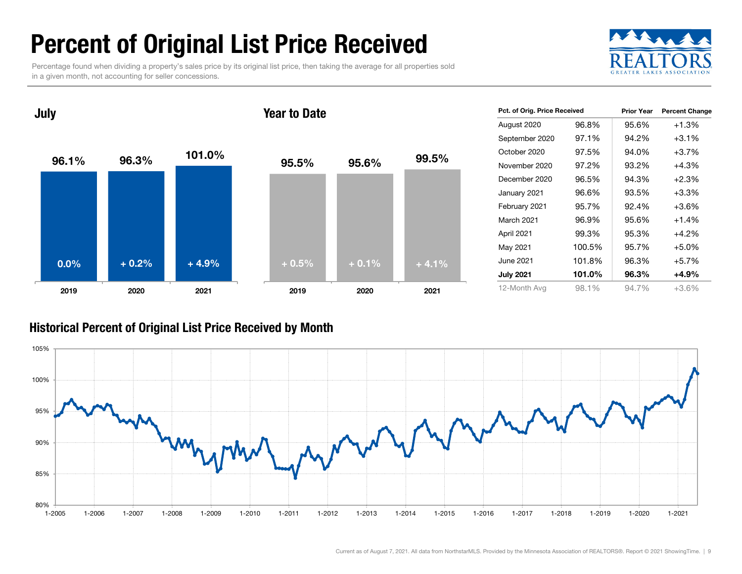# Percent of Original List Price Received

Percentage found when dividing a property's sales price by its original list price, then taking the average for all properties sold in a given month, not accounting for seller concessions.

## July

| | 2019 | 2020 | 2021 |
|---|---|---|---|
| Pct. of Orig. Price Received | 96.1% | 96.3% | 101.0% |
| Change | 0.0% | + 0.2% | + 4.9% |

## Year to Date

| | 2019 | 2020 | 2021 |
|---|---|---|---|
| Pct. of Orig. Price Received | 95.5% | 95.6% | 99.5% |
| Change | + 0.5% | + 0.1% | + 4.1% |

| Pct. of Orig. Price Received | | Prior Year | Percent Change |
|---|---|---|---|
| August 2020 | 96.8% | 95.6% | +1.3% |
| September 2020 | 97.1% | 94.2% | +3.1% |
| October 2020 | 97.5% | 94.0% | +3.7% |
| November 2020 | 97.2% | 93.2% | +4.3% |
| December 2020 | 96.5% | 94.3% | +2.3% |
| January 2021 | 96.6% | 93.5% | +3.3% |
| February 2021 | 95.7% | 92.4% | +3.6% |
| March 2021 | 96.9% | 95.6% | +1.4% |
| April 2021 | 99.3% | 95.3% | +4.2% |
| May 2021 | 100.5% | 95.7% | +5.0% |
| June 2021 | 101.8% | 96.3% | +5.7% |
| **July 2021** | **101.0%** | **96.3%** | **+4.9%** |
| 12-Month Avg | 98.1% | 94.7% | +3.6% |

## Historical Percent of Original List Price Received by Month

Current as of August 7, 2021. All data from NorthstarMLS. Provided by the Minnesota Association of REALTORS®. Report © 2021 ShowingTime.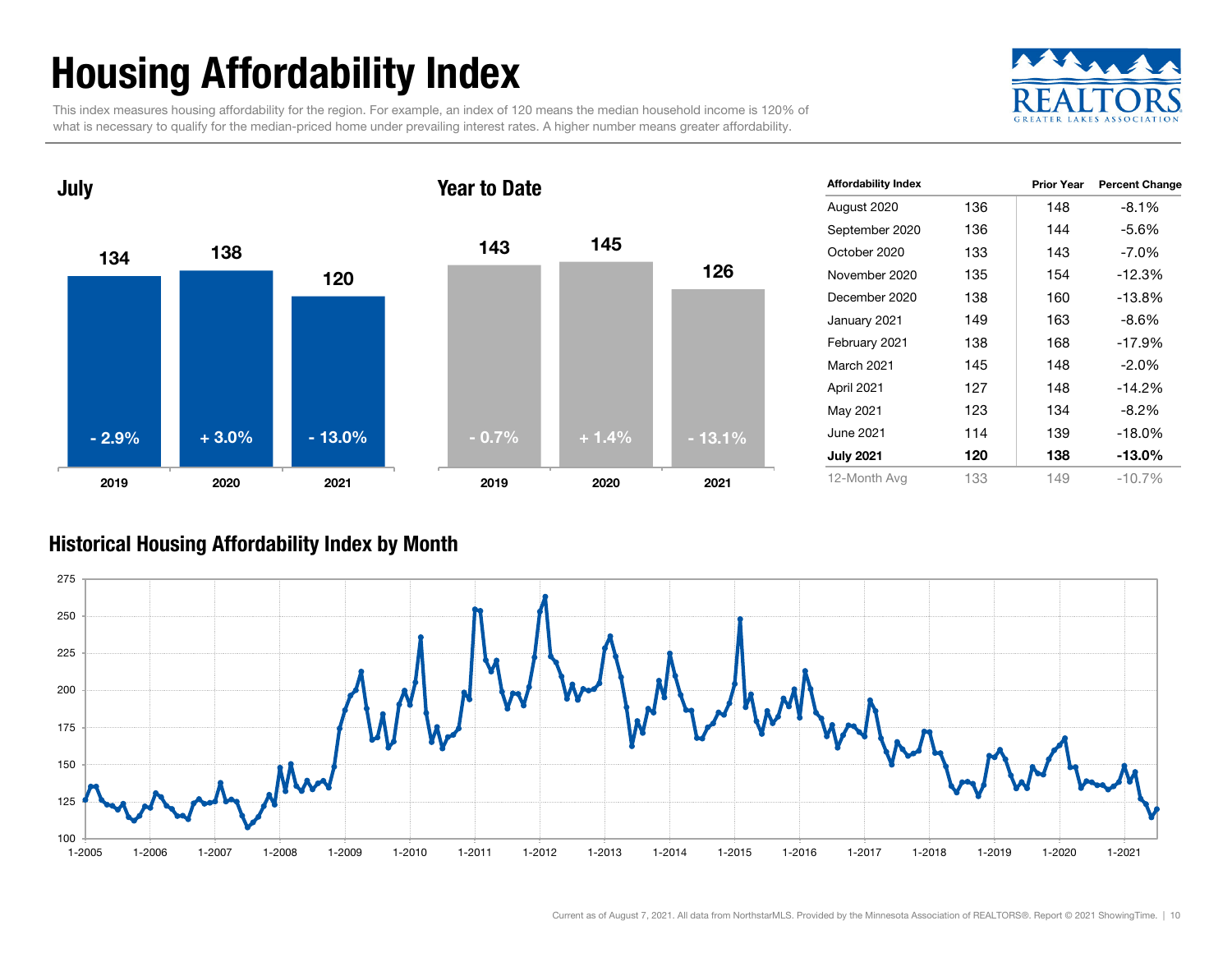# Housing Affordability Index

This index measures housing affordability for the region. For example, an index of 120 means the median household income is 120% of what is necessary to qualify for the median-priced home under prevailing interest rates. A higher number means greater affordability.

## July

| | 2019 | 2020 | 2021 |
|---|---|---|---|
| Index | 134 | 138 | 120 |
| Change | - 2.9% | + 3.0% | - 13.0% |

## Year to Date

| | 2019 | 2020 | 2021 |
|---|---|---|---|
| Index | 143 | 145 | 126 |
| Change | - 0.7% | + 1.4% | - 13.1% |

| Affordability Index | | Prior Year | Percent Change |
|---|---|---|---|
| August 2020 | 136 | 148 | -8.1% |
| September 2020 | 136 | 144 | -5.6% |
| October 2020 | 133 | 143 | -7.0% |
| November 2020 | 135 | 154 | -12.3% |
| December 2020 | 138 | 160 | -13.8% |
| January 2021 | 149 | 163 | -8.6% |
| February 2021 | 138 | 168 | -17.9% |
| March 2021 | 145 | 148 | -2.0% |
| April 2021 | 127 | 148 | -14.2% |
| May 2021 | 123 | 134 | -8.2% |
| June 2021 | 114 | 139 | -18.0% |
| **July 2021** | **120** | **138** | **-13.0%** |
| 12-Month Avg | 133 | 149 | -10.7% |

## Historical Housing Affordability Index by Month

Current as of August 7, 2021. All data from NorthstarMLS. Provided by the Minnesota Association of REALTORS®. Report © 2021 ShowingTime.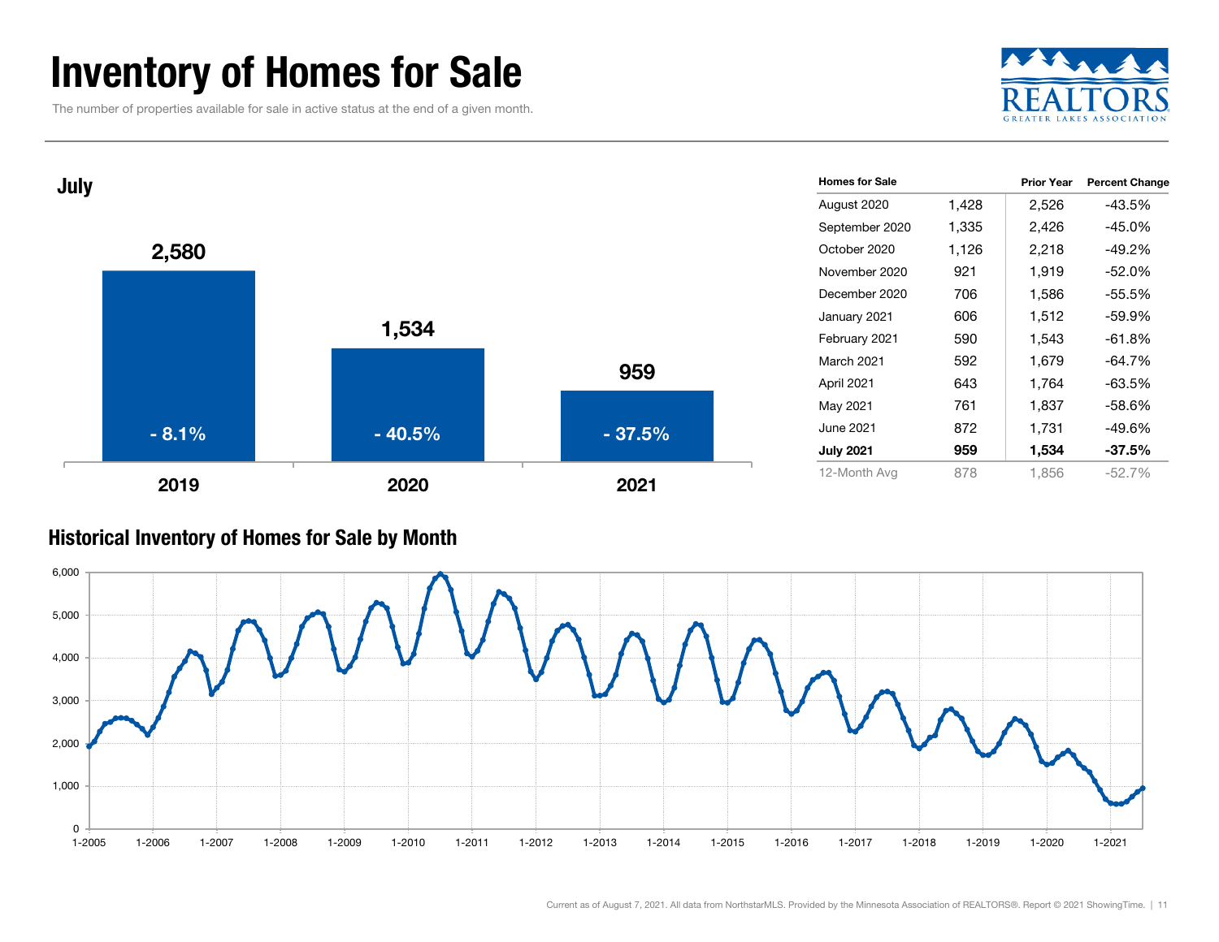# Inventory of Homes for Sale

The number of properties available for sale in active status at the end of a given month.

## July

| Year | Homes for Sale | Change |
| --- | --- | --- |
| 2019 | 2,580 | - 8.1% |
| 2020 | 1,534 | - 40.5% |
| 2021 | 959 | - 37.5% |

| Homes for Sale | | Prior Year | Percent Change |
| --- | --- | --- | --- |
| August 2020 | 1,428 | 2,526 | -43.5% |
| September 2020 | 1,335 | 2,426 | -45.0% |
| October 2020 | 1,126 | 2,218 | -49.2% |
| November 2020 | 921 | 1,919 | -52.0% |
| December 2020 | 706 | 1,586 | -55.5% |
| January 2021 | 606 | 1,512 | -59.9% |
| February 2021 | 590 | 1,543 | -61.8% |
| March 2021 | 592 | 1,679 | -64.7% |
| April 2021 | 643 | 1,764 | -63.5% |
| May 2021 | 761 | 1,837 | -58.6% |
| June 2021 | 872 | 1,731 | -49.6% |
| **July 2021** | **959** | **1,534** | **-37.5%** |
| 12-Month Avg | 878 | 1,856 | -52.7% |

## Historical Inventory of Homes for Sale by Month

Current as of August 7, 2021. All data from NorthstarMLS. Provided by the Minnesota Association of REALTORS®. Report © 2021 ShowingTime.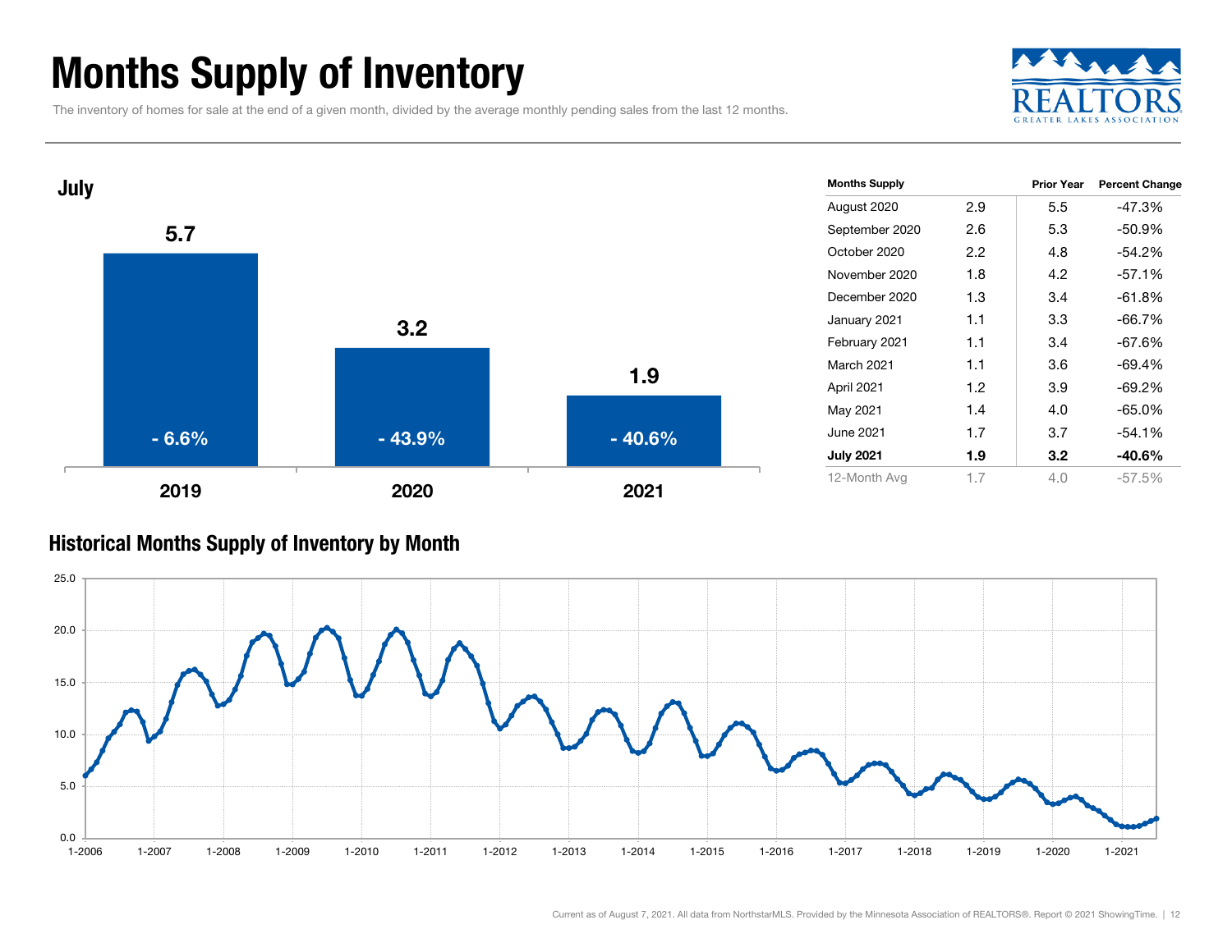# Months Supply of Inventory

The inventory of homes for sale at the end of a given month, divided by the average monthly pending sales from the last 12 months.

## July

| Year | Months Supply | Percent Change |
|---|---|---|
| 2019 | 5.7 | - 6.6% |
| 2020 | 3.2 | - 43.9% |
| 2021 | 1.9 | - 40.6% |

| Months Supply | | Prior Year | Percent Change |
|---|---|---|---|
| August 2020 | 2.9 | 5.5 | -47.3% |
| September 2020 | 2.6 | 5.3 | -50.9% |
| October 2020 | 2.2 | 4.8 | -54.2% |
| November 2020 | 1.8 | 4.2 | -57.1% |
| December 2020 | 1.3 | 3.4 | -61.8% |
| January 2021 | 1.1 | 3.3 | -66.7% |
| February 2021 | 1.1 | 3.4 | -67.6% |
| March 2021 | 1.1 | 3.6 | -69.4% |
| April 2021 | 1.2 | 3.9 | -69.2% |
| May 2021 | 1.4 | 4.0 | -65.0% |
| June 2021 | 1.7 | 3.7 | -54.1% |
| **July 2021** | **1.9** | **3.2** | **-40.6%** |
| 12-Month Avg | 1.7 | 4.0 | -57.5% |

## Historical Months Supply of Inventory by Month

Current as of August 7, 2021. All data from NorthstarMLS. Provided by the Minnesota Association of REALTORS®. Report © 2021 ShowingTime.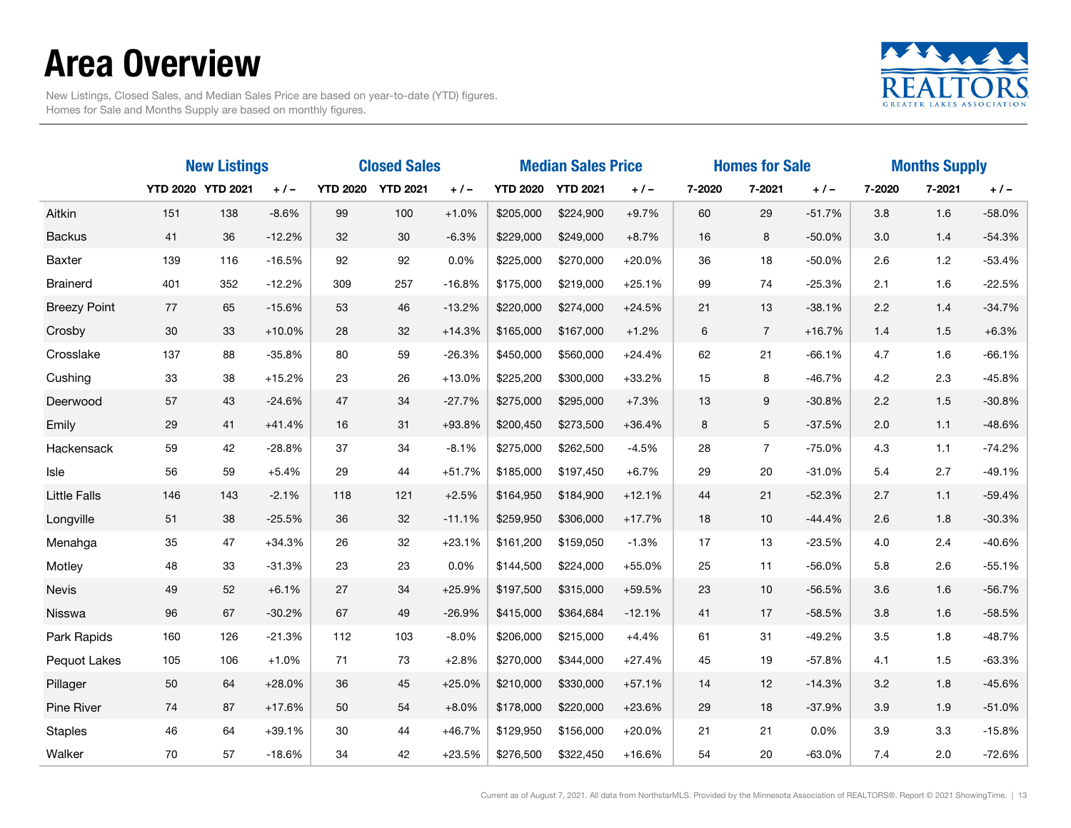# Area Overview

New Listings, Closed Sales, and Median Sales Price are based on year-to-date (YTD) figures.
Homes for Sale and Months Supply are based on monthly figures.

| | New Listings | | | Closed Sales | | | Median Sales Price | | | Homes for Sale | | | Months Supply | | |
|---|---|---|---|---|---|---|---|---|---|---|---|---|---|---|---|
| | YTD 2020 | YTD 2021 | + / – | YTD 2020 | YTD 2021 | + / – | YTD 2020 | YTD 2021 | + / – | 7-2020 | 7-2021 | + / – | 7-2020 | 7-2021 | + / – |
| Aitkin | 151 | 138 | -8.6% | 99 | 100 | +1.0% | $205,000 | $224,900 | +9.7% | 60 | 29 | -51.7% | 3.8 | 1.6 | -58.0% |
| Backus | 41 | 36 | -12.2% | 32 | 30 | -6.3% | $229,000 | $249,000 | +8.7% | 16 | 8 | -50.0% | 3.0 | 1.4 | -54.3% |
| Baxter | 139 | 116 | -16.5% | 92 | 92 | 0.0% | $225,000 | $270,000 | +20.0% | 36 | 18 | -50.0% | 2.6 | 1.2 | -53.4% |
| Brainerd | 401 | 352 | -12.2% | 309 | 257 | -16.8% | $175,000 | $219,000 | +25.1% | 99 | 74 | -25.3% | 2.1 | 1.6 | -22.5% |
| Breezy Point | 77 | 65 | -15.6% | 53 | 46 | -13.2% | $220,000 | $274,000 | +24.5% | 21 | 13 | -38.1% | 2.2 | 1.4 | -34.7% |
| Crosby | 30 | 33 | +10.0% | 28 | 32 | +14.3% | $165,000 | $167,000 | +1.2% | 6 | 7 | +16.7% | 1.4 | 1.5 | +6.3% |
| Crosslake | 137 | 88 | -35.8% | 80 | 59 | -26.3% | $450,000 | $560,000 | +24.4% | 62 | 21 | -66.1% | 4.7 | 1.6 | -66.1% |
| Cushing | 33 | 38 | +15.2% | 23 | 26 | +13.0% | $225,200 | $300,000 | +33.2% | 15 | 8 | -46.7% | 4.2 | 2.3 | -45.8% |
| Deerwood | 57 | 43 | -24.6% | 47 | 34 | -27.7% | $275,000 | $295,000 | +7.3% | 13 | 9 | -30.8% | 2.2 | 1.5 | -30.8% |
| Emily | 29 | 41 | +41.4% | 16 | 31 | +93.8% | $200,450 | $273,500 | +36.4% | 8 | 5 | -37.5% | 2.0 | 1.1 | -48.6% |
| Hackensack | 59 | 42 | -28.8% | 37 | 34 | -8.1% | $275,000 | $262,500 | -4.5% | 28 | 7 | -75.0% | 4.3 | 1.1 | -74.2% |
| Isle | 56 | 59 | +5.4% | 29 | 44 | +51.7% | $185,000 | $197,450 | +6.7% | 29 | 20 | -31.0% | 5.4 | 2.7 | -49.1% |
| Little Falls | 146 | 143 | -2.1% | 118 | 121 | +2.5% | $164,950 | $184,900 | +12.1% | 44 | 21 | -52.3% | 2.7 | 1.1 | -59.4% |
| Longville | 51 | 38 | -25.5% | 36 | 32 | -11.1% | $259,950 | $306,000 | +17.7% | 18 | 10 | -44.4% | 2.6 | 1.8 | -30.3% |
| Menahga | 35 | 47 | +34.3% | 26 | 32 | +23.1% | $161,200 | $159,050 | -1.3% | 17 | 13 | -23.5% | 4.0 | 2.4 | -40.6% |
| Motley | 48 | 33 | -31.3% | 23 | 23 | 0.0% | $144,500 | $224,000 | +55.0% | 25 | 11 | -56.0% | 5.8 | 2.6 | -55.1% |
| Nevis | 49 | 52 | +6.1% | 27 | 34 | +25.9% | $197,500 | $315,000 | +59.5% | 23 | 10 | -56.5% | 3.6 | 1.6 | -56.7% |
| Nisswa | 96 | 67 | -30.2% | 67 | 49 | -26.9% | $415,000 | $364,684 | -12.1% | 41 | 17 | -58.5% | 3.8 | 1.6 | -58.5% |
| Park Rapids | 160 | 126 | -21.3% | 112 | 103 | -8.0% | $206,000 | $215,000 | +4.4% | 61 | 31 | -49.2% | 3.5 | 1.8 | -48.7% |
| Pequot Lakes | 105 | 106 | +1.0% | 71 | 73 | +2.8% | $270,000 | $344,000 | +27.4% | 45 | 19 | -57.8% | 4.1 | 1.5 | -63.3% |
| Pillager | 50 | 64 | +28.0% | 36 | 45 | +25.0% | $210,000 | $330,000 | +57.1% | 14 | 12 | -14.3% | 3.2 | 1.8 | -45.6% |
| Pine River | 74 | 87 | +17.6% | 50 | 54 | +8.0% | $178,000 | $220,000 | +23.6% | 29 | 18 | -37.9% | 3.9 | 1.9 | -51.0% |
| Staples | 46 | 64 | +39.1% | 30 | 44 | +46.7% | $129,950 | $156,000 | +20.0% | 21 | 21 | 0.0% | 3.9 | 3.3 | -15.8% |
| Walker | 70 | 57 | -18.6% | 34 | 42 | +23.5% | $276,500 | $322,450 | +16.6% | 54 | 20 | -63.0% | 7.4 | 2.0 | -72.6% |

Current as of August 7, 2021. All data from NorthstarMLS. Provided by the Minnesota Association of REALTORS®. Report © 2021 ShowingTime.